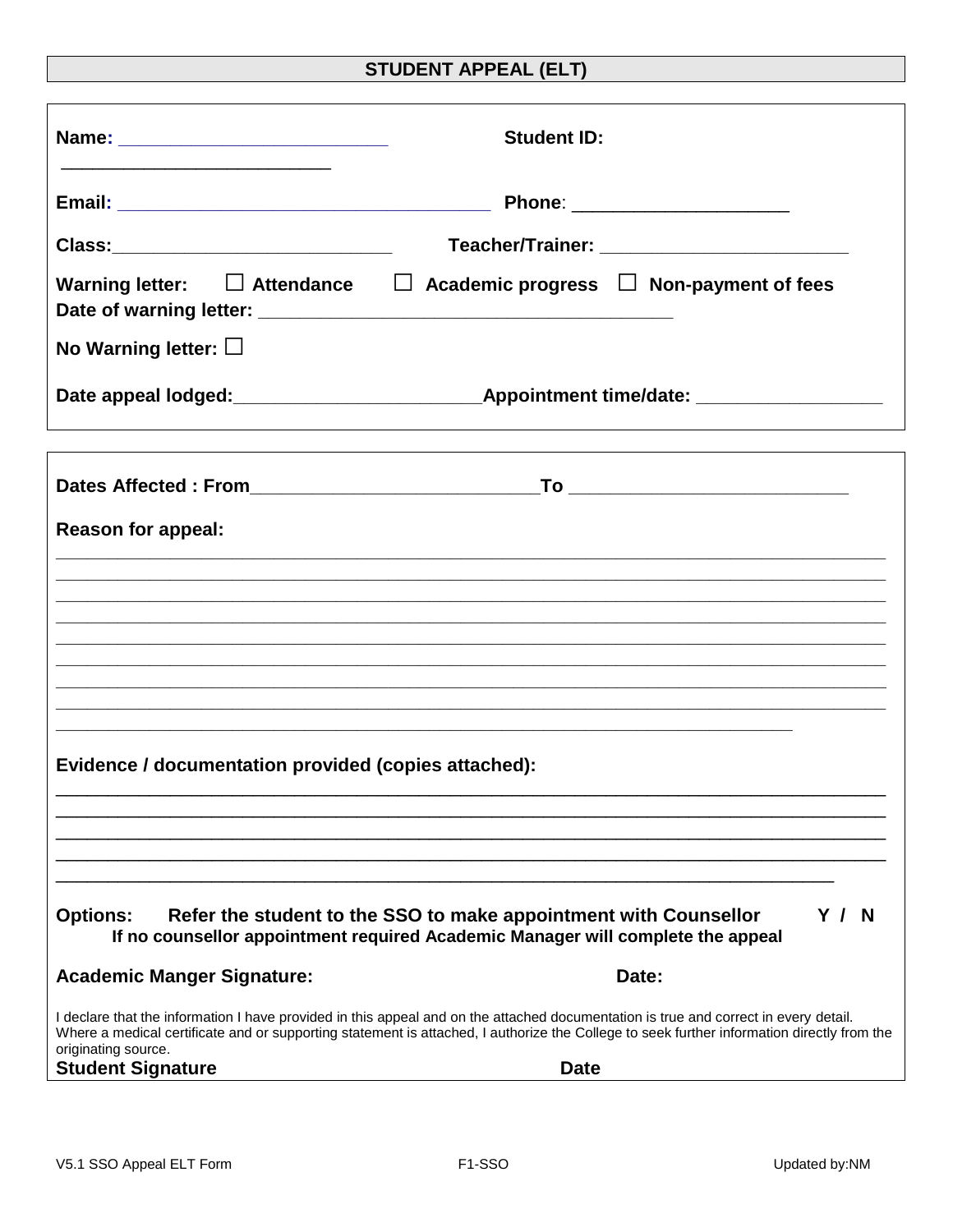## STUDENT APPEAL (ELT)

**Name:** _________________________ **Student ID:** _________________________

**Email:** ___________________________________ **Phone**: ____________________

**Class:**__________________________ **Teacher/Trainer:** _______________________

**Warning letter:** ☐ **Attendance** ☐ **Academic progress** ☐ **Non-payment of fees**
**Date of warning letter:** _______________________________________

**No Warning letter:** ☐

**Date appeal lodged:**_______________________**Appointment time/date:** _________________

**Dates Affected : From**___________________________**To** __________________________

**Reason for appeal:**

_______________________________________________________________________________
_______________________________________________________________________________
_______________________________________________________________________________
_______________________________________________________________________________
_______________________________________________________________________________
_______________________________________________________________________________
_______________________________________________________________________________
_______________________________________________________________________________
_______________________________________________________________________

**Evidence / documentation provided (copies attached):**

_______________________________________________________________________________
_______________________________________________________________________________
_______________________________________________________________________________
_______________________________________________________________________________
_______________________________________________________________________

**Options: Refer the student to the SSO to make appointment with Counsellor Y / N**
**If no counsellor appointment required Academic Manager will complete the appeal**

**Academic Manger Signature:** **Date:**

I declare that the information I have provided in this appeal and on the attached documentation is true and correct in every detail. Where a medical certificate and or supporting statement is attached, I authorize the College to seek further information directly from the originating source.

**Student Signature** **Date**

V5.1 SSO Appeal ELT Form F1-SSO Updated by:NM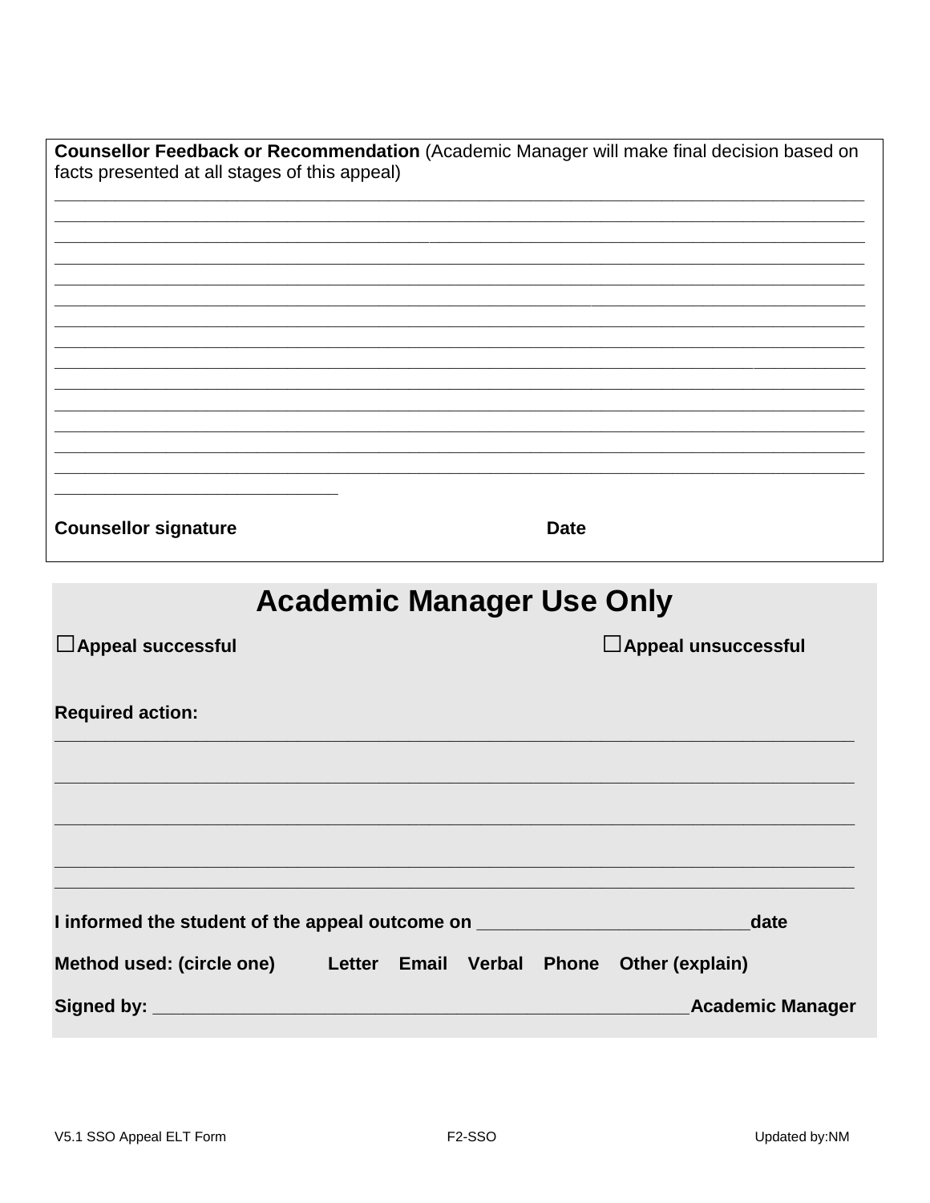**Counsellor Feedback or Recommendation** (Academic Manager will make final decision based on facts presented at all stages of this appeal)

________________________________________________________________________________
________________________________________________________________________________
________________________________________________________________________________
________________________________________________________________________________
________________________________________________________________________________
________________________________________________________________________________
________________________________________________________________________________
________________________________________________________________________________
________________________________________________________________________________
________________________________________________________________________________
________________________________________________________________________________
________________________________________________________________________________
________________________________________________________________________________
________________________________________________________________________________
____________________________

**Counsellor signature** **Date**

## Academic Manager Use Only

☐**Appeal successful** ☐**Appeal unsuccessful**

**Required action:**
________________________________________________________________________________

________________________________________________________________________________

________________________________________________________________________________

________________________________________________________________________________
________________________________________________________________________________

**I informed the student of the appeal outcome on** ___________________________**date**

**Method used: (circle one)** **Letter** **Email** **Verbal** **Phone** **Other (explain)**

**Signed by:** _____________________________________________________**Academic Manager**

V5.1 SSO Appeal ELT Form F2-SSO Updated by:NM